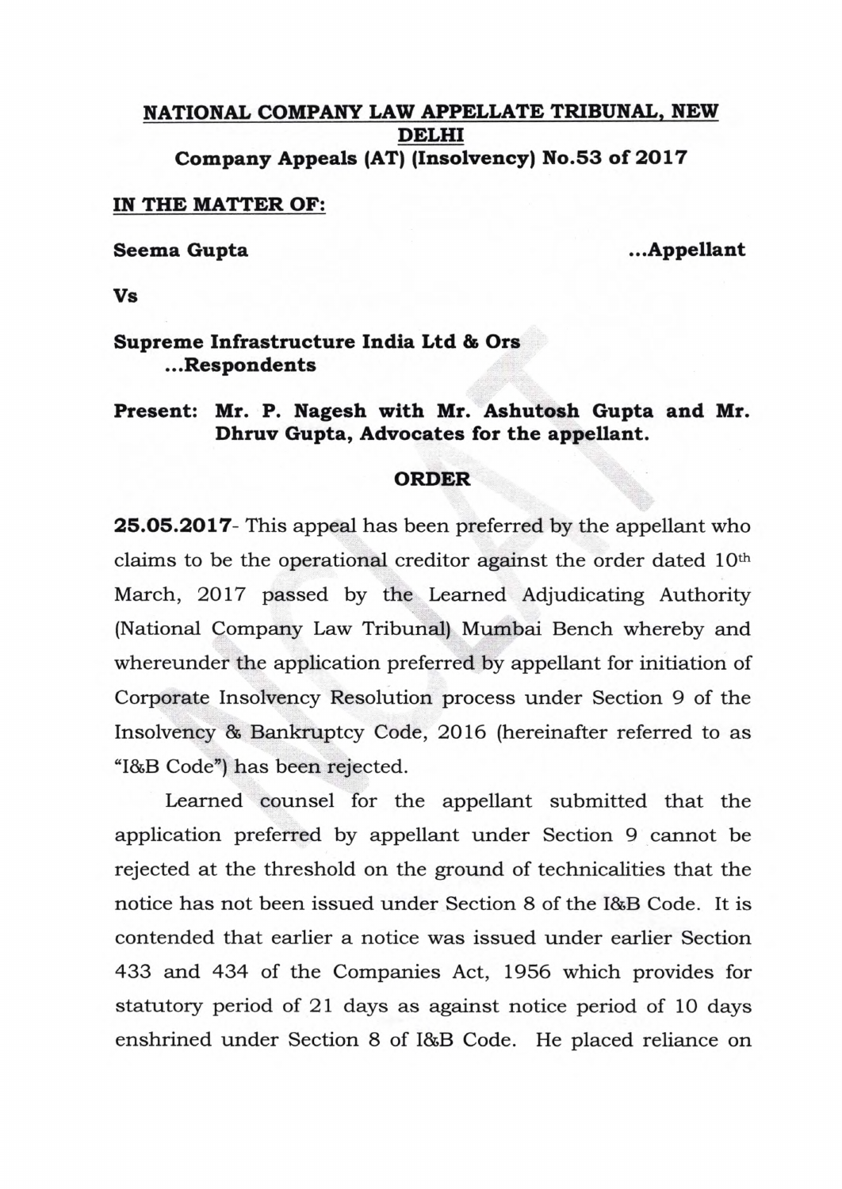# NATIONAL COMPANY LAW APPELLATE TRIBUNAL, NEW DELHI

## Company Appeals (AT) (Insolvency) No.53 of 2017

**IN THE MATTER OF:**

**Seema Gupta** **...Appellant**

**Vs**

**Supreme Infrastructure India Ltd & Ors** **...Respondents**

**Present: Mr. P. Nagesh with Mr. Ashutosh Gupta and Mr. Dhruv Gupta, Advocates for the appellant.**

## ORDER

**25.05.2017**- This appeal has been preferred by the appellant who claims to be the operational creditor against the order dated 10th March, 2017 passed by the Learned Adjudicating Authority (National Company Law Tribunal) Mumbai Bench whereby and whereunder the application preferred by appellant for initiation of Corporate Insolvency Resolution process under Section 9 of the Insolvency & Bankruptcy Code, 2016 (hereinafter referred to as "I&B Code") has been rejected.

Learned counsel for the appellant submitted that the application preferred by appellant under Section 9 cannot be rejected at the threshold on the ground of technicalities that the notice has not been issued under Section 8 of the I&B Code. It is contended that earlier a notice was issued under earlier Section 433 and 434 of the Companies Act, 1956 which provides for statutory period of 21 days as against notice period of 10 days enshrined under Section 8 of I&B Code. He placed reliance on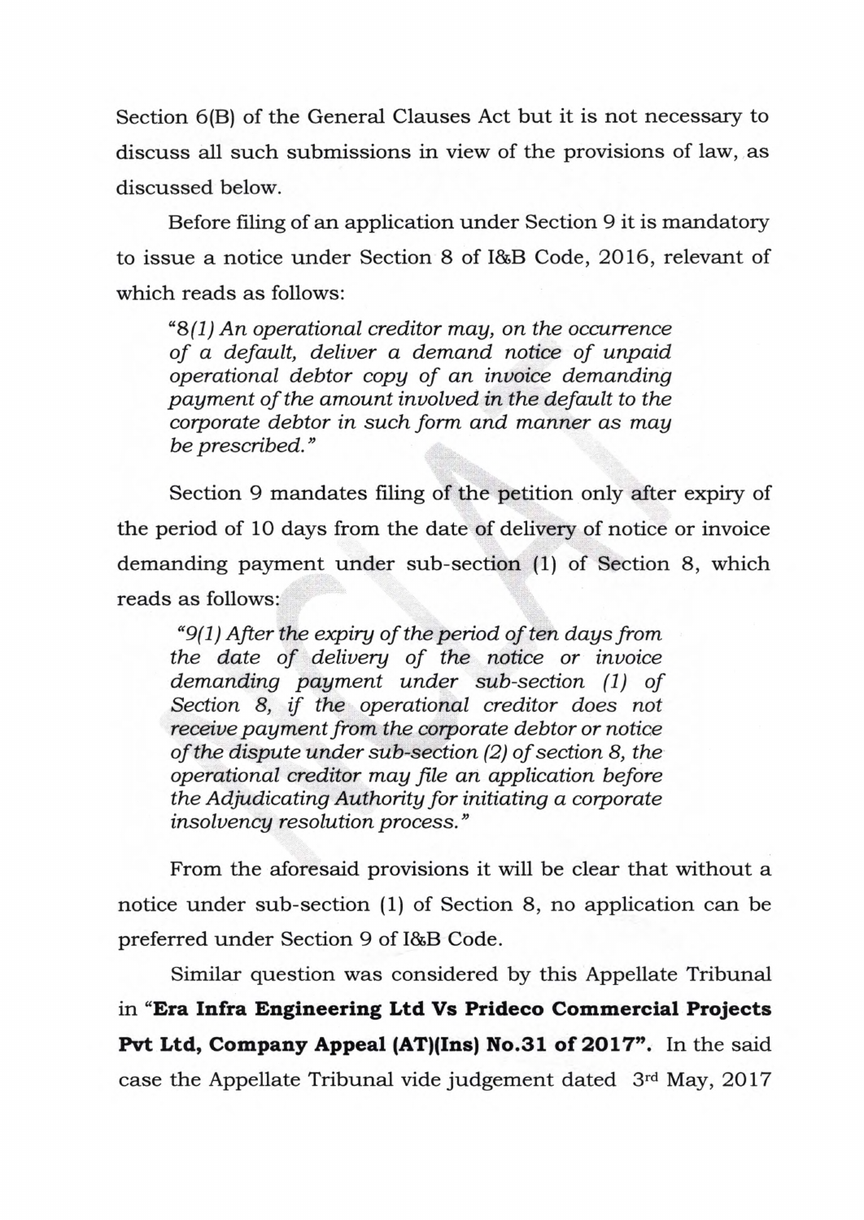Section 6(B) of the General Clauses Act but it is not necessary to discuss all such submissions in view of the provisions of law, as discussed below.

Before filing of an application under Section 9 it is mandatory to issue a notice under Section 8 of I&B Code, 2016, relevant of which reads as follows:

> "*8(1) An operational creditor may, on the occurrence of a default, deliver a demand notice of unpaid operational debtor copy of an invoice demanding payment of the amount involved in the default to the corporate debtor in such form and manner as may be prescribed.*"

Section 9 mandates filing of the petition only after expiry of the period of 10 days from the date of delivery of notice or invoice demanding payment under sub-section (1) of Section 8, which reads as follows:

> "*9(1) After the expiry of the period of ten days from the date of delivery of the notice or invoice demanding payment under sub-section (1) of Section 8, if the operational creditor does not receive payment from the corporate debtor or notice of the dispute under sub-section (2) of section 8, the operational creditor may file an application before the Adjudicating Authority for initiating a corporate insolvency resolution process.*"

From the aforesaid provisions it will be clear that without a notice under sub-section (1) of Section 8, no application can be preferred under Section 9 of I&B Code.

Similar question was considered by this Appellate Tribunal in "**Era Infra Engineering Ltd Vs Prideco Commercial Projects Pvt Ltd, Company Appeal (AT)(Ins) No.31 of 2017**". In the said case the Appellate Tribunal vide judgement dated 3rd May, 2017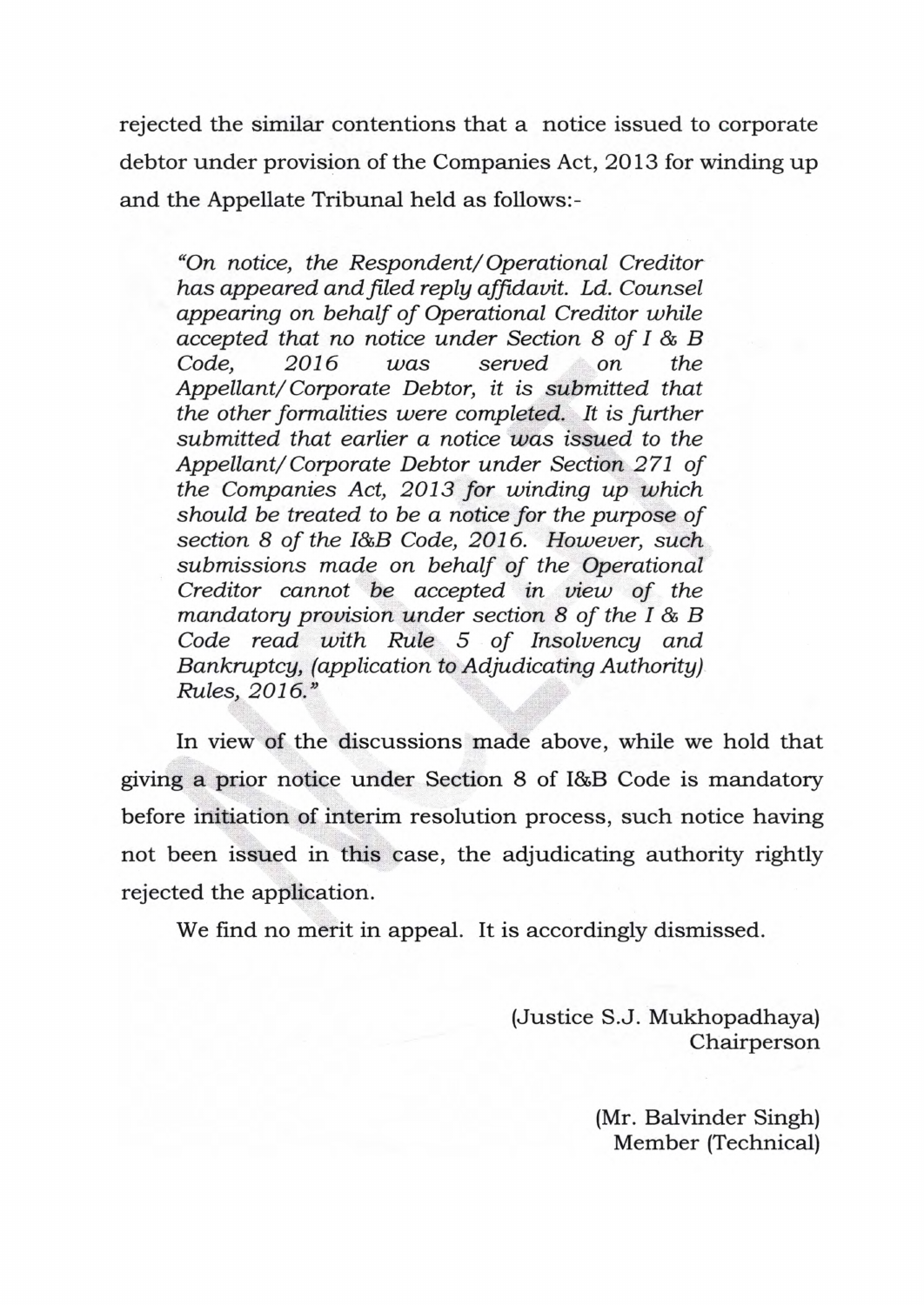rejected the similar contentions that a notice issued to corporate debtor under provision of the Companies Act, 2013 for winding up and the Appellate Tribunal held as follows:-

> *"On notice, the Respondent/Operational Creditor has appeared and filed reply affidavit. Ld. Counsel appearing on behalf of Operational Creditor while accepted that no notice under Section 8 of I & B Code, 2016 was served on the Appellant/Corporate Debtor, it is submitted that the other formalities were completed. It is further submitted that earlier a notice was issued to the Appellant/Corporate Debtor under Section 271 of the Companies Act, 2013 for winding up which should be treated to be a notice for the purpose of section 8 of the I&B Code, 2016. However, such submissions made on behalf of the Operational Creditor cannot be accepted in view of the mandatory provision under section 8 of the I & B Code read with Rule 5 of Insolvency and Bankruptcy, (application to Adjudicating Authority) Rules, 2016."*

In view of the discussions made above, while we hold that giving a prior notice under Section 8 of I&B Code is mandatory before initiation of interim resolution process, such notice having not been issued in this case, the adjudicating authority rightly rejected the application.

We find no merit in appeal. It is accordingly dismissed.

(Justice S.J. Mukhopadhaya)
Chairperson

(Mr. Balvinder Singh)
Member (Technical)